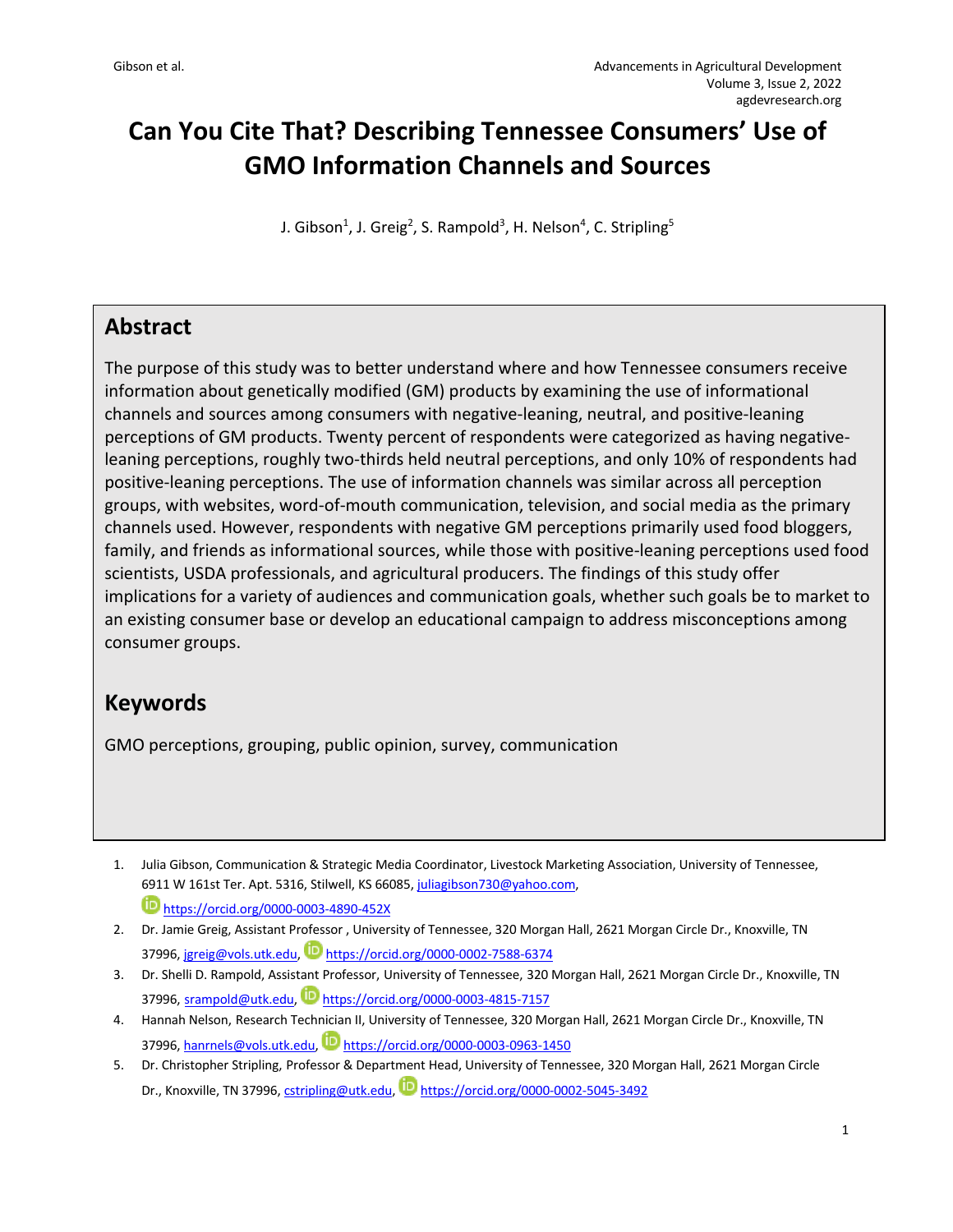# Can You Cite That? Describing Tennessee Consumers' Use of GMO Information Channels and Sources

J. Gibson[1], J. Greig[2], S. Rampold[3], H. Nelson[4], C. Stripling[5]

## Abstract

The purpose of this study was to better understand where and how Tennessee consumers receive information about genetically modified (GM) products by examining the use of informational channels and sources among consumers with negative-leaning, neutral, and positive-leaning perceptions of GM products. Twenty percent of respondents were categorized as having negative-leaning perceptions, roughly two-thirds held neutral perceptions, and only 10% of respondents had positive-leaning perceptions. The use of information channels was similar across all perception groups, with websites, word-of-mouth communication, television, and social media as the primary channels used. However, respondents with negative GM perceptions primarily used food bloggers, family, and friends as informational sources, while those with positive-leaning perceptions used food scientists, USDA professionals, and agricultural producers. The findings of this study offer implications for a variety of audiences and communication goals, whether such goals be to market to an existing consumer base or develop an educational campaign to address misconceptions among consumer groups.

## Keywords

GMO perceptions, grouping, public opinion, survey, communication

1. Julia Gibson, Communication & Strategic Media Coordinator, Livestock Marketing Association, University of Tennessee, 6911 W 161st Ter. Apt. 5316, Stilwell, KS 66085, juliagibson730@yahoo.com, https://orcid.org/0000-0003-4890-452X
2. Dr. Jamie Greig, Assistant Professor , University of Tennessee, 320 Morgan Hall, 2621 Morgan Circle Dr., Knoxville, TN 37996, jgreig@vols.utk.edu, https://orcid.org/0000-0002-7588-6374
3. Dr. Shelli D. Rampold, Assistant Professor, University of Tennessee, 320 Morgan Hall, 2621 Morgan Circle Dr., Knoxville, TN 37996, srampold@utk.edu, https://orcid.org/0000-0003-4815-7157
4. Hannah Nelson, Research Technician II, University of Tennessee, 320 Morgan Hall, 2621 Morgan Circle Dr., Knoxville, TN 37996, hanrnels@vols.utk.edu, https://orcid.org/0000-0003-0963-1450
5. Dr. Christopher Stripling, Professor & Department Head, University of Tennessee, 320 Morgan Hall, 2621 Morgan Circle Dr., Knoxville, TN 37996, cstripling@utk.edu, https://orcid.org/0000-0002-5045-3492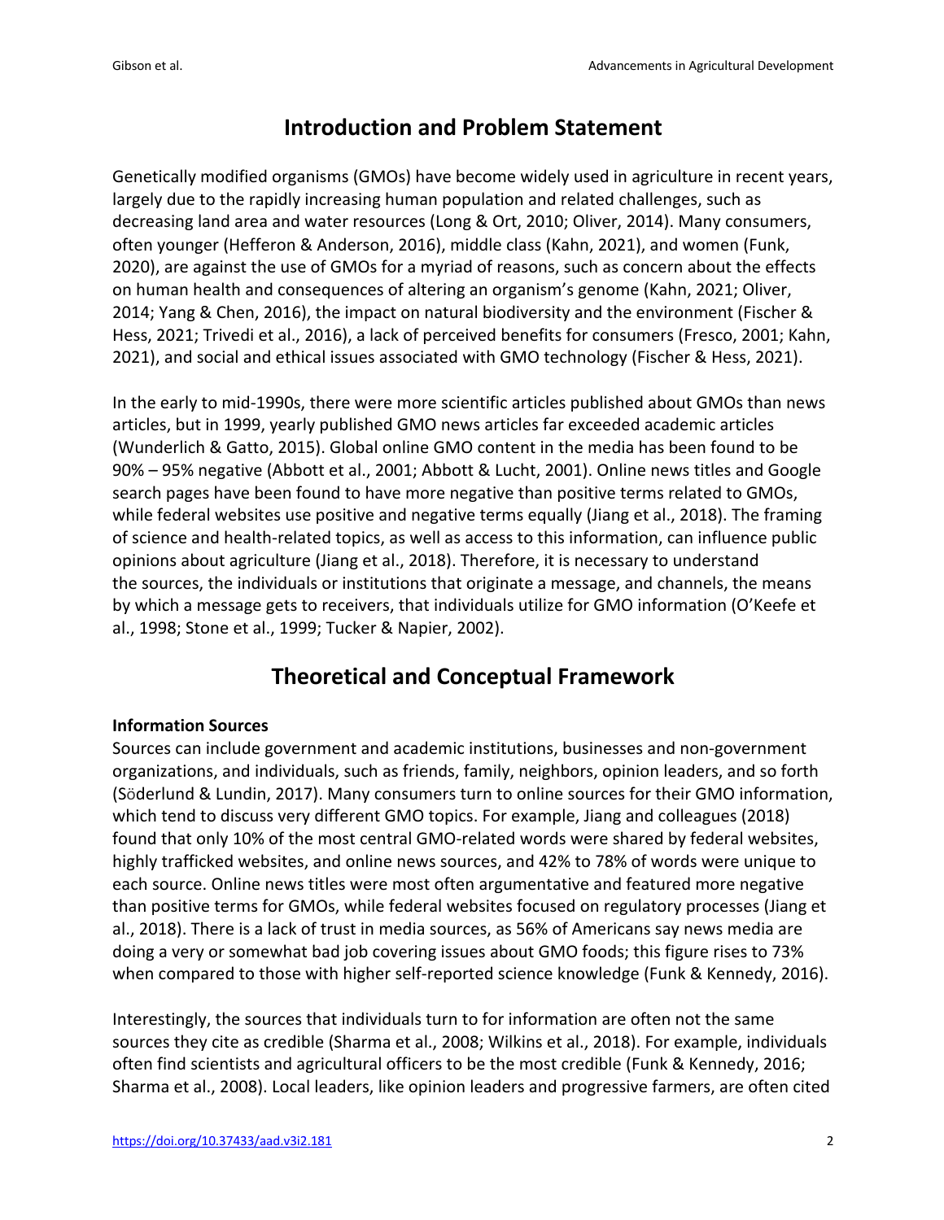## Introduction and Problem Statement

Genetically modified organisms (GMOs) have become widely used in agriculture in recent years, largely due to the rapidly increasing human population and related challenges, such as decreasing land area and water resources (Long & Ort, 2010; Oliver, 2014). Many consumers, often younger (Hefferon & Anderson, 2016), middle class (Kahn, 2021), and women (Funk, 2020), are against the use of GMOs for a myriad of reasons, such as concern about the effects on human health and consequences of altering an organism's genome (Kahn, 2021; Oliver, 2014; Yang & Chen, 2016), the impact on natural biodiversity and the environment (Fischer & Hess, 2021; Trivedi et al., 2016), a lack of perceived benefits for consumers (Fresco, 2001; Kahn, 2021), and social and ethical issues associated with GMO technology (Fischer & Hess, 2021).

In the early to mid-1990s, there were more scientific articles published about GMOs than news articles, but in 1999, yearly published GMO news articles far exceeded academic articles (Wunderlich & Gatto, 2015). Global online GMO content in the media has been found to be 90% – 95% negative (Abbott et al., 2001; Abbott & Lucht, 2001). Online news titles and Google search pages have been found to have more negative than positive terms related to GMOs, while federal websites use positive and negative terms equally (Jiang et al., 2018). The framing of science and health-related topics, as well as access to this information, can influence public opinions about agriculture (Jiang et al., 2018). Therefore, it is necessary to understand the sources, the individuals or institutions that originate a message, and channels, the means by which a message gets to receivers, that individuals utilize for GMO information (O'Keefe et al., 1998; Stone et al., 1999; Tucker & Napier, 2002).

## Theoretical and Conceptual Framework

**Information Sources**

Sources can include government and academic institutions, businesses and non-government organizations, and individuals, such as friends, family, neighbors, opinion leaders, and so forth (Söderlund & Lundin, 2017). Many consumers turn to online sources for their GMO information, which tend to discuss very different GMO topics. For example, Jiang and colleagues (2018) found that only 10% of the most central GMO-related words were shared by federal websites, highly trafficked websites, and online news sources, and 42% to 78% of words were unique to each source. Online news titles were most often argumentative and featured more negative than positive terms for GMOs, while federal websites focused on regulatory processes (Jiang et al., 2018). There is a lack of trust in media sources, as 56% of Americans say news media are doing a very or somewhat bad job covering issues about GMO foods; this figure rises to 73% when compared to those with higher self-reported science knowledge (Funk & Kennedy, 2016).

Interestingly, the sources that individuals turn to for information are often not the same sources they cite as credible (Sharma et al., 2008; Wilkins et al., 2018). For example, individuals often find scientists and agricultural officers to be the most credible (Funk & Kennedy, 2016; Sharma et al., 2008). Local leaders, like opinion leaders and progressive farmers, are often cited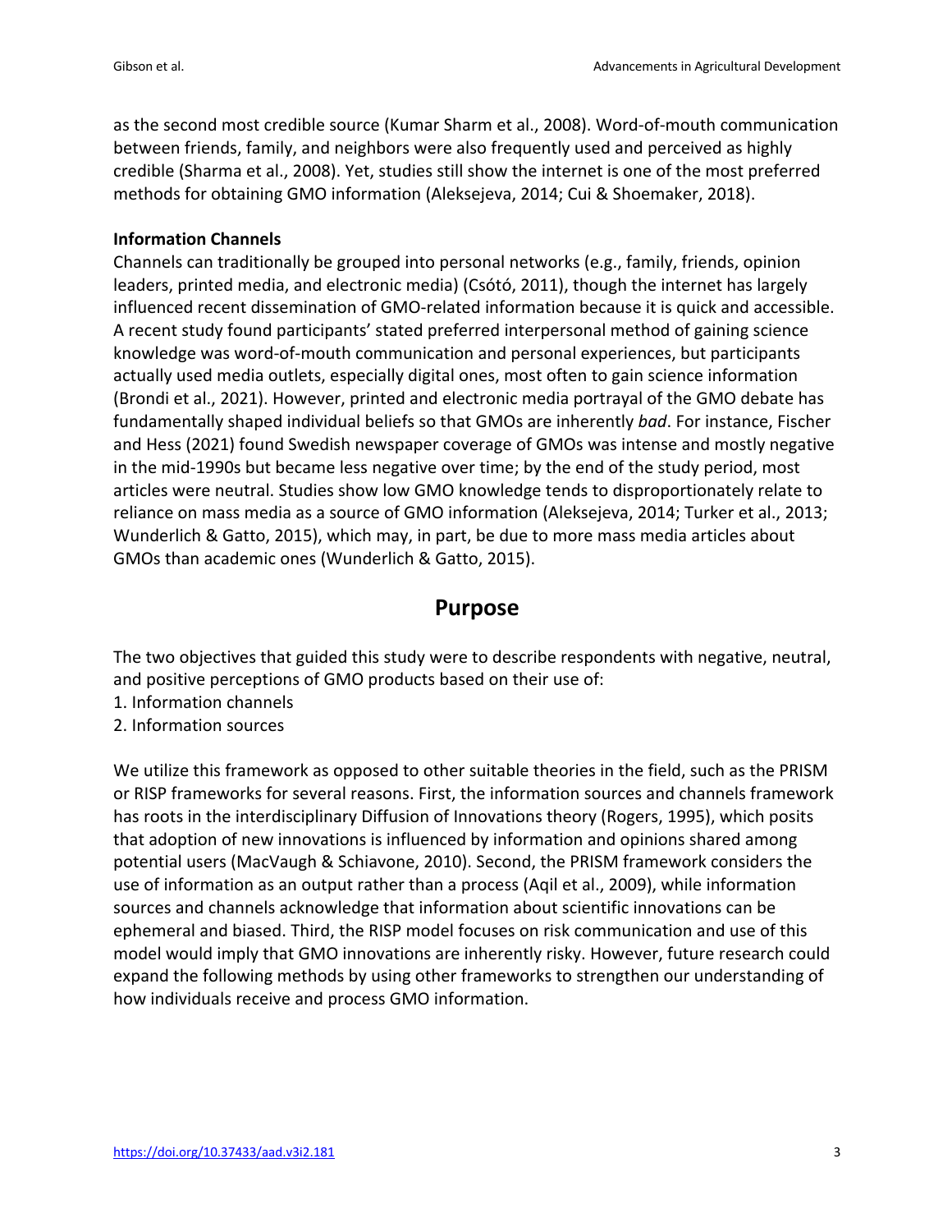as the second most credible source (Kumar Sharm et al., 2008). Word-of-mouth communication between friends, family, and neighbors were also frequently used and perceived as highly credible (Sharma et al., 2008). Yet, studies still show the internet is one of the most preferred methods for obtaining GMO information (Aleksejeva, 2014; Cui & Shoemaker, 2018).

**Information Channels**

Channels can traditionally be grouped into personal networks (e.g., family, friends, opinion leaders, printed media, and electronic media) (Csótó, 2011), though the internet has largely influenced recent dissemination of GMO-related information because it is quick and accessible. A recent study found participants' stated preferred interpersonal method of gaining science knowledge was word-of-mouth communication and personal experiences, but participants actually used media outlets, especially digital ones, most often to gain science information (Brondi et al., 2021). However, printed and electronic media portrayal of the GMO debate has fundamentally shaped individual beliefs so that GMOs are inherently *bad*. For instance, Fischer and Hess (2021) found Swedish newspaper coverage of GMOs was intense and mostly negative in the mid-1990s but became less negative over time; by the end of the study period, most articles were neutral. Studies show low GMO knowledge tends to disproportionately relate to reliance on mass media as a source of GMO information (Aleksejeva, 2014; Turker et al., 2013; Wunderlich & Gatto, 2015), which may, in part, be due to more mass media articles about GMOs than academic ones (Wunderlich & Gatto, 2015).

## Purpose

The two objectives that guided this study were to describe respondents with negative, neutral, and positive perceptions of GMO products based on their use of:

1. Information channels
2. Information sources

We utilize this framework as opposed to other suitable theories in the field, such as the PRISM or RISP frameworks for several reasons. First, the information sources and channels framework has roots in the interdisciplinary Diffusion of Innovations theory (Rogers, 1995), which posits that adoption of new innovations is influenced by information and opinions shared among potential users (MacVaugh & Schiavone, 2010). Second, the PRISM framework considers the use of information as an output rather than a process (Aqil et al., 2009), while information sources and channels acknowledge that information about scientific innovations can be ephemeral and biased. Third, the RISP model focuses on risk communication and use of this model would imply that GMO innovations are inherently risky. However, future research could expand the following methods by using other frameworks to strengthen our understanding of how individuals receive and process GMO information.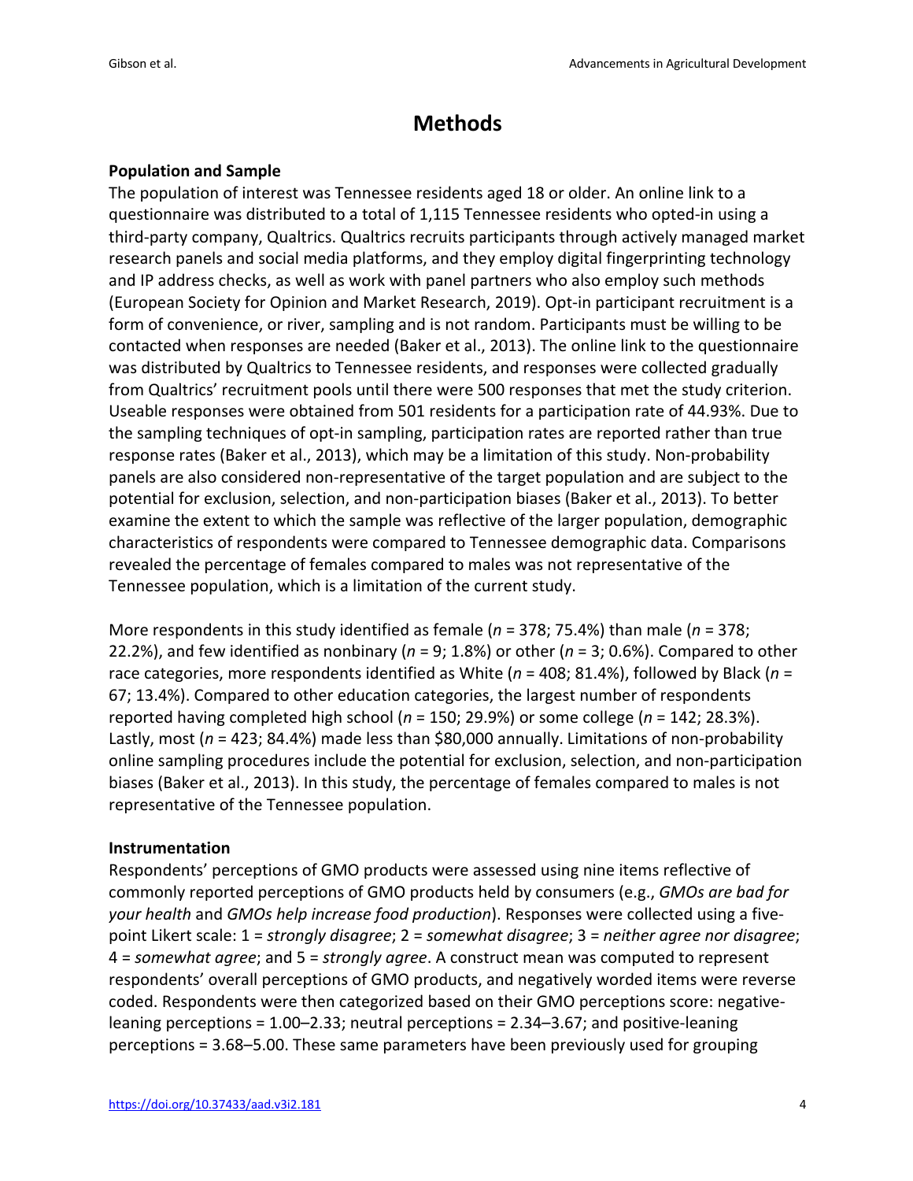# Methods

**Population and Sample**

The population of interest was Tennessee residents aged 18 or older. An online link to a questionnaire was distributed to a total of 1,115 Tennessee residents who opted-in using a third-party company, Qualtrics. Qualtrics recruits participants through actively managed market research panels and social media platforms, and they employ digital fingerprinting technology and IP address checks, as well as work with panel partners who also employ such methods (European Society for Opinion and Market Research, 2019). Opt-in participant recruitment is a form of convenience, or river, sampling and is not random. Participants must be willing to be contacted when responses are needed (Baker et al., 2013). The online link to the questionnaire was distributed by Qualtrics to Tennessee residents, and responses were collected gradually from Qualtrics' recruitment pools until there were 500 responses that met the study criterion. Useable responses were obtained from 501 residents for a participation rate of 44.93%. Due to the sampling techniques of opt-in sampling, participation rates are reported rather than true response rates (Baker et al., 2013), which may be a limitation of this study. Non-probability panels are also considered non-representative of the target population and are subject to the potential for exclusion, selection, and non-participation biases (Baker et al., 2013). To better examine the extent to which the sample was reflective of the larger population, demographic characteristics of respondents were compared to Tennessee demographic data. Comparisons revealed the percentage of females compared to males was not representative of the Tennessee population, which is a limitation of the current study.

More respondents in this study identified as female (*n* = 378; 75.4%) than male (*n* = 378; 22.2%), and few identified as nonbinary (*n* = 9; 1.8%) or other (*n* = 3; 0.6%). Compared to other race categories, more respondents identified as White (*n* = 408; 81.4%), followed by Black (*n* = 67; 13.4%). Compared to other education categories, the largest number of respondents reported having completed high school (*n* = 150; 29.9%) or some college (*n* = 142; 28.3%). Lastly, most (*n* = 423; 84.4%) made less than $80,000 annually. Limitations of non-probability online sampling procedures include the potential for exclusion, selection, and non-participation biases (Baker et al., 2013). In this study, the percentage of females compared to males is not representative of the Tennessee population.

**Instrumentation**

Respondents' perceptions of GMO products were assessed using nine items reflective of commonly reported perceptions of GMO products held by consumers (e.g., *GMOs are bad for your health* and *GMOs help increase food production*). Responses were collected using a five-point Likert scale: 1 = *strongly disagree*; 2 = *somewhat disagree*; 3 = *neither agree nor disagree*; 4 = *somewhat agree*; and 5 = *strongly agree*. A construct mean was computed to represent respondents' overall perceptions of GMO products, and negatively worded items were reverse coded. Respondents were then categorized based on their GMO perceptions score: negative-leaning perceptions = 1.00–2.33; neutral perceptions = 2.34–3.67; and positive-leaning perceptions = 3.68–5.00. These same parameters have been previously used for grouping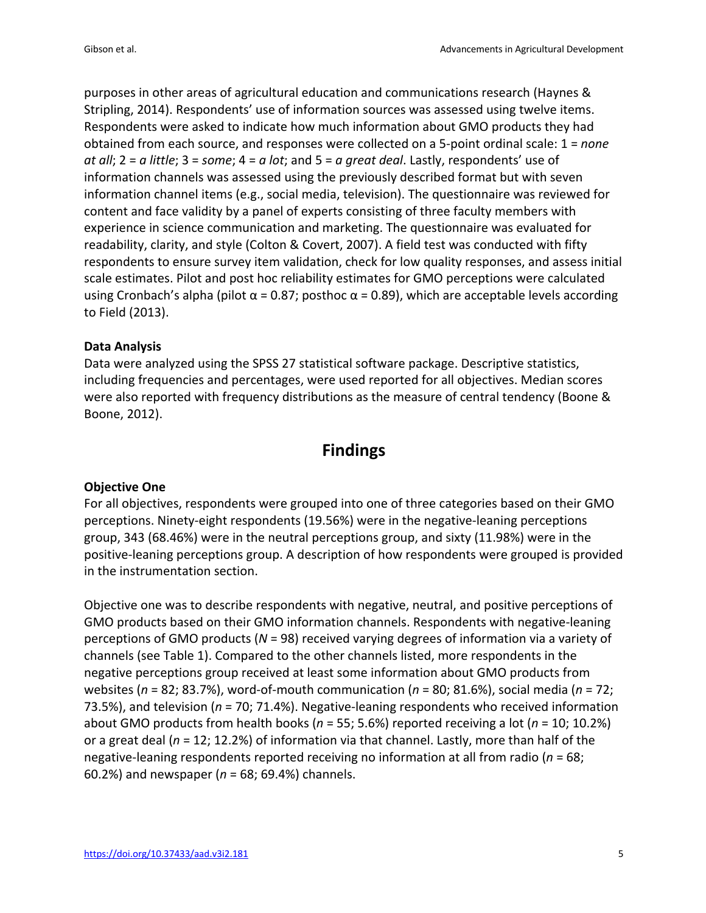purposes in other areas of agricultural education and communications research (Haynes & Stripling, 2014). Respondents' use of information sources was assessed using twelve items. Respondents were asked to indicate how much information about GMO products they had obtained from each source, and responses were collected on a 5-point ordinal scale: 1 = *none at all*; 2 = *a little*; 3 = *some*; 4 = *a lot*; and 5 = *a great deal*. Lastly, respondents' use of information channels was assessed using the previously described format but with seven information channel items (e.g., social media, television). The questionnaire was reviewed for content and face validity by a panel of experts consisting of three faculty members with experience in science communication and marketing. The questionnaire was evaluated for readability, clarity, and style (Colton & Covert, 2007). A field test was conducted with fifty respondents to ensure survey item validation, check for low quality responses, and assess initial scale estimates. Pilot and post hoc reliability estimates for GMO perceptions were calculated using Cronbach's alpha (pilot $\alpha = 0.87$; posthoc $\alpha = 0.89$), which are acceptable levels according to Field (2013).

### Data Analysis

Data were analyzed using the SPSS 27 statistical software package. Descriptive statistics, including frequencies and percentages, were used reported for all objectives. Median scores were also reported with frequency distributions as the measure of central tendency (Boone & Boone, 2012).

## Findings

### Objective One

For all objectives, respondents were grouped into one of three categories based on their GMO perceptions. Ninety-eight respondents (19.56%) were in the negative-leaning perceptions group, 343 (68.46%) were in the neutral perceptions group, and sixty (11.98%) were in the positive-leaning perceptions group. A description of how respondents were grouped is provided in the instrumentation section.

Objective one was to describe respondents with negative, neutral, and positive perceptions of GMO products based on their GMO information channels. Respondents with negative-leaning perceptions of GMO products ($N = 98$) received varying degrees of information via a variety of channels (see Table 1). Compared to the other channels listed, more respondents in the negative perceptions group received at least some information about GMO products from websites ($n = 82$; 83.7%), word-of-mouth communication ($n = 80$; 81.6%), social media ($n = 72$; 73.5%), and television ($n = 70$; 71.4%). Negative-leaning respondents who received information about GMO products from health books ($n = 55$; 5.6%) reported receiving a lot ($n = 10$; 10.2%) or a great deal ($n = 12$; 12.2%) of information via that channel. Lastly, more than half of the negative-leaning respondents reported receiving no information at all from radio ($n = 68$; 60.2%) and newspaper ($n = 68$; 69.4%) channels.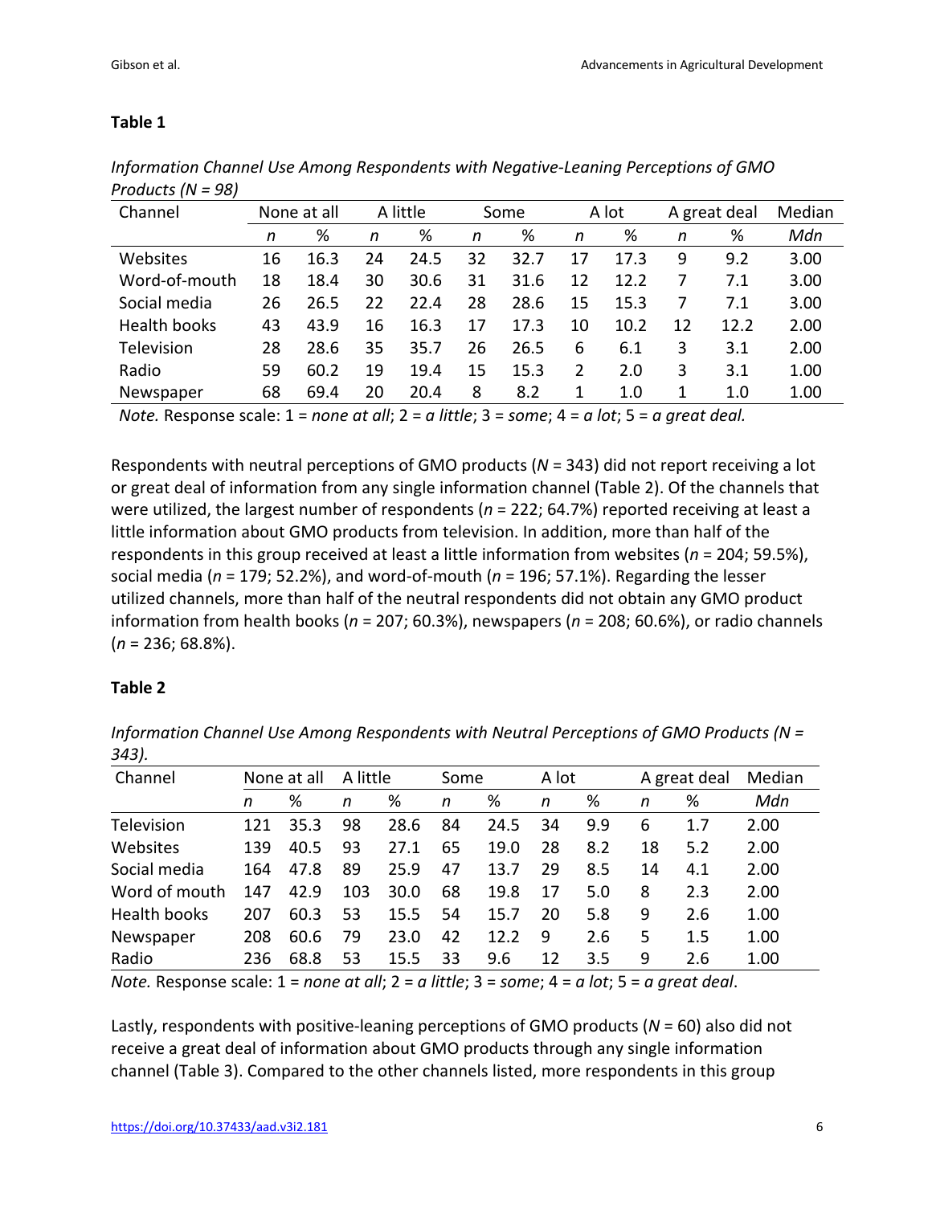**Table 1**

*Information Channel Use Among Respondents with Negative-Leaning Perceptions of GMO Products (N = 98)*

| Channel | None at all | | A little | | Some | | A lot | | A great deal | | Median |
|---|---|---|---|---|---|---|---|---|---|---|---|
| | *n* | % | *n* | % | *n* | % | *n* | % | *n* | % | *Mdn* |
| Websites | 16 | 16.3 | 24 | 24.5 | 32 | 32.7 | 17 | 17.3 | 9 | 9.2 | 3.00 |
| Word-of-mouth | 18 | 18.4 | 30 | 30.6 | 31 | 31.6 | 12 | 12.2 | 7 | 7.1 | 3.00 |
| Social media | 26 | 26.5 | 22 | 22.4 | 28 | 28.6 | 15 | 15.3 | 7 | 7.1 | 3.00 |
| Health books | 43 | 43.9 | 16 | 16.3 | 17 | 17.3 | 10 | 10.2 | 12 | 12.2 | 2.00 |
| Television | 28 | 28.6 | 35 | 35.7 | 26 | 26.5 | 6 | 6.1 | 3 | 3.1 | 2.00 |
| Radio | 59 | 60.2 | 19 | 19.4 | 15 | 15.3 | 2 | 2.0 | 3 | 3.1 | 1.00 |
| Newspaper | 68 | 69.4 | 20 | 20.4 | 8 | 8.2 | 1 | 1.0 | 1 | 1.0 | 1.00 |

*Note.* Response scale: 1 = *none at all*; 2 = *a little*; 3 = *some*; 4 = *a lot*; 5 = *a great deal.*

Respondents with neutral perceptions of GMO products (*N* = 343) did not report receiving a lot or great deal of information from any single information channel (Table 2). Of the channels that were utilized, the largest number of respondents (*n* = 222; 64.7%) reported receiving at least a little information about GMO products from television. In addition, more than half of the respondents in this group received at least a little information from websites (*n* = 204; 59.5%), social media (*n* = 179; 52.2%), and word-of-mouth (*n* = 196; 57.1%). Regarding the lesser utilized channels, more than half of the neutral respondents did not obtain any GMO product information from health books (*n* = 207; 60.3%), newspapers (*n* = 208; 60.6%), or radio channels (*n* = 236; 68.8%).

**Table 2**

*Information Channel Use Among Respondents with Neutral Perceptions of GMO Products (N = 343).*

| Channel | None at all | | A little | | Some | | A lot | | A great deal | | Median |
|---|---|---|---|---|---|---|---|---|---|---|---|
| | *n* | % | *n* | % | *n* | % | *n* | % | *n* | % | *Mdn* |
| Television | 121 | 35.3 | 98 | 28.6 | 84 | 24.5 | 34 | 9.9 | 6 | 1.7 | 2.00 |
| Websites | 139 | 40.5 | 93 | 27.1 | 65 | 19.0 | 28 | 8.2 | 18 | 5.2 | 2.00 |
| Social media | 164 | 47.8 | 89 | 25.9 | 47 | 13.7 | 29 | 8.5 | 14 | 4.1 | 2.00 |
| Word of mouth | 147 | 42.9 | 103 | 30.0 | 68 | 19.8 | 17 | 5.0 | 8 | 2.3 | 2.00 |
| Health books | 207 | 60.3 | 53 | 15.5 | 54 | 15.7 | 20 | 5.8 | 9 | 2.6 | 1.00 |
| Newspaper | 208 | 60.6 | 79 | 23.0 | 42 | 12.2 | 9 | 2.6 | 5 | 1.5 | 1.00 |
| Radio | 236 | 68.8 | 53 | 15.5 | 33 | 9.6 | 12 | 3.5 | 9 | 2.6 | 1.00 |

*Note.* Response scale: 1 = *none at all*; 2 = *a little*; 3 = *some*; 4 = *a lot*; 5 = *a great deal*.

Lastly, respondents with positive-leaning perceptions of GMO products (*N* = 60) also did not receive a great deal of information about GMO products through any single information channel (Table 3). Compared to the other channels listed, more respondents in this group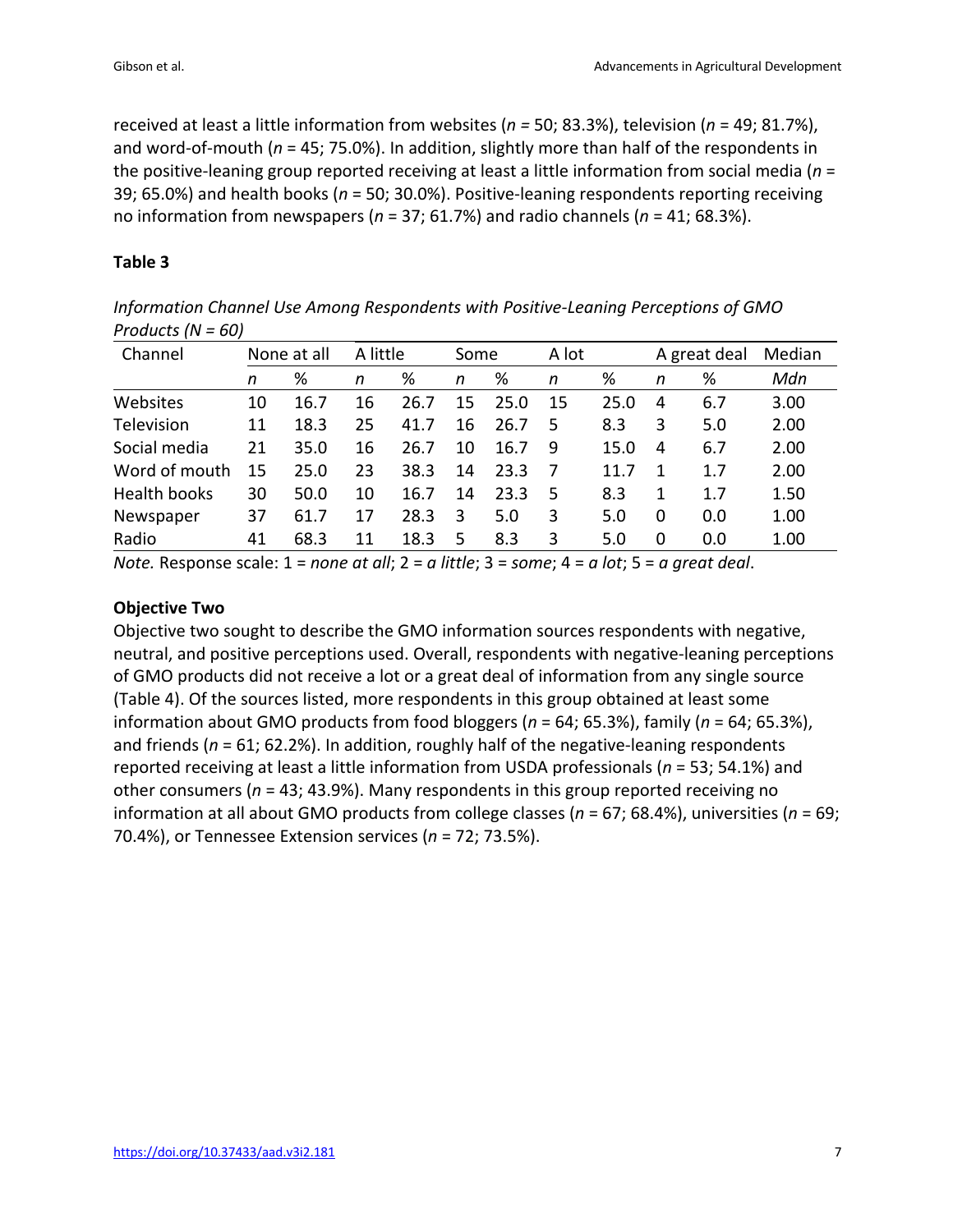received at least a little information from websites (*n* = 50; 83.3%), television (*n* = 49; 81.7%), and word-of-mouth (*n* = 45; 75.0%). In addition, slightly more than half of the respondents in the positive-leaning group reported receiving at least a little information from social media (*n* = 39; 65.0%) and health books (*n* = 50; 30.0%). Positive-leaning respondents reporting receiving no information from newspapers (*n* = 37; 61.7%) and radio channels (*n* = 41; 68.3%).

**Table 3**

*Information Channel Use Among Respondents with Positive-Leaning Perceptions of GMO Products (N = 60)*

| Channel | None at all | | A little | | Some | | A lot | | A great deal | | Median |
|---|---|---|---|---|---|---|---|---|---|---|---|
| | *n* | % | *n* | % | *n* | % | *n* | % | *n* | % | *Mdn* |
| Websites | 10 | 16.7 | 16 | 26.7 | 15 | 25.0 | 15 | 25.0 | 4 | 6.7 | 3.00 |
| Television | 11 | 18.3 | 25 | 41.7 | 16 | 26.7 | 5 | 8.3 | 3 | 5.0 | 2.00 |
| Social media | 21 | 35.0 | 16 | 26.7 | 10 | 16.7 | 9 | 15.0 | 4 | 6.7 | 2.00 |
| Word of mouth | 15 | 25.0 | 23 | 38.3 | 14 | 23.3 | 7 | 11.7 | 1 | 1.7 | 2.00 |
| Health books | 30 | 50.0 | 10 | 16.7 | 14 | 23.3 | 5 | 8.3 | 1 | 1.7 | 1.50 |
| Newspaper | 37 | 61.7 | 17 | 28.3 | 3 | 5.0 | 3 | 5.0 | 0 | 0.0 | 1.00 |
| Radio | 41 | 68.3 | 11 | 18.3 | 5 | 8.3 | 3 | 5.0 | 0 | 0.0 | 1.00 |

*Note.* Response scale: 1 = *none at all*; 2 = *a little*; 3 = *some*; 4 = *a lot*; 5 = *a great deal*.

### Objective Two

Objective two sought to describe the GMO information sources respondents with negative, neutral, and positive perceptions used. Overall, respondents with negative-leaning perceptions of GMO products did not receive a lot or a great deal of information from any single source (Table 4). Of the sources listed, more respondents in this group obtained at least some information about GMO products from food bloggers (*n* = 64; 65.3%), family (*n* = 64; 65.3%), and friends (*n* = 61; 62.2%). In addition, roughly half of the negative-leaning respondents reported receiving at least a little information from USDA professionals (*n* = 53; 54.1%) and other consumers (*n* = 43; 43.9%). Many respondents in this group reported receiving no information at all about GMO products from college classes (*n* = 67; 68.4%), universities (*n* = 69; 70.4%), or Tennessee Extension services (*n* = 72; 73.5%).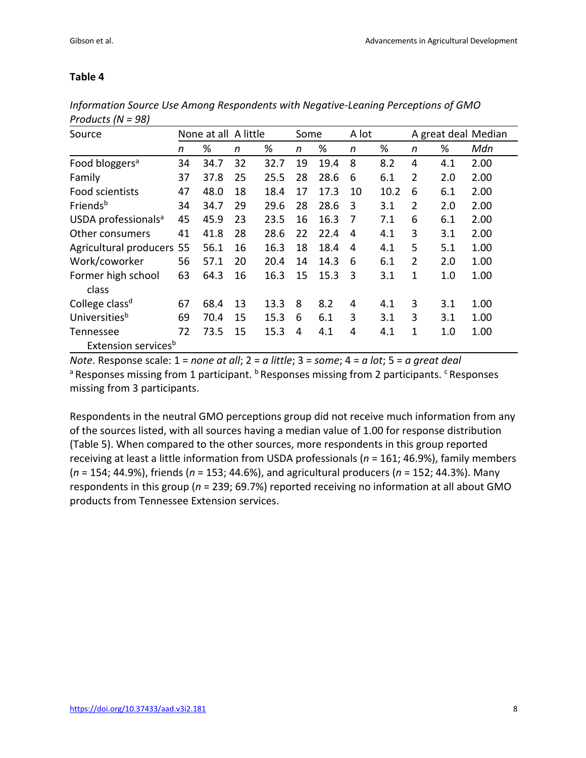**Table 4**

*Information Source Use Among Respondents with Negative-Leaning Perceptions of GMO Products (N = 98)*

| Source | None at all | | A little | | Some | | A lot | | A great deal | | Median |
|---|---|---|---|---|---|---|---|---|---|---|---|
| | *n* | % | *n* | % | *n* | % | *n* | % | *n* | % | *Mdn* |
| Food bloggers[a] | 34 | 34.7 | 32 | 32.7 | 19 | 19.4 | 8 | 8.2 | 4 | 4.1 | 2.00 |
| Family | 37 | 37.8 | 25 | 25.5 | 28 | 28.6 | 6 | 6.1 | 2 | 2.0 | 2.00 |
| Food scientists | 47 | 48.0 | 18 | 18.4 | 17 | 17.3 | 10 | 10.2 | 6 | 6.1 | 2.00 |
| Friends[b] | 34 | 34.7 | 29 | 29.6 | 28 | 28.6 | 3 | 3.1 | 2 | 2.0 | 2.00 |
| USDA professionals[a] | 45 | 45.9 | 23 | 23.5 | 16 | 16.3 | 7 | 7.1 | 6 | 6.1 | 2.00 |
| Other consumers | 41 | 41.8 | 28 | 28.6 | 22 | 22.4 | 4 | 4.1 | 3 | 3.1 | 2.00 |
| Agricultural producers | 55 | 56.1 | 16 | 16.3 | 18 | 18.4 | 4 | 4.1 | 5 | 5.1 | 1.00 |
| Work/coworker | 56 | 57.1 | 20 | 20.4 | 14 | 14.3 | 6 | 6.1 | 2 | 2.0 | 1.00 |
| Former high school class | 63 | 64.3 | 16 | 16.3 | 15 | 15.3 | 3 | 3.1 | 1 | 1.0 | 1.00 |
| College class[d] | 67 | 68.4 | 13 | 13.3 | 8 | 8.2 | 4 | 4.1 | 3 | 3.1 | 1.00 |
| Universities[b] | 69 | 70.4 | 15 | 15.3 | 6 | 6.1 | 3 | 3.1 | 3 | 3.1 | 1.00 |
| Tennessee Extension services[b] | 72 | 73.5 | 15 | 15.3 | 4 | 4.1 | 4 | 4.1 | 1 | 1.0 | 1.00 |

*Note*. Response scale: 1 = *none at all*; 2 = *a little*; 3 = *some*; 4 = *a lot*; 5 = *a great deal*
[a] Responses missing from 1 participant. [b] Responses missing from 2 participants. [c] Responses missing from 3 participants.

Respondents in the neutral GMO perceptions group did not receive much information from any of the sources listed, with all sources having a median value of 1.00 for response distribution (Table 5). When compared to the other sources, more respondents in this group reported receiving at least a little information from USDA professionals (*n* = 161; 46.9%), family members (*n* = 154; 44.9%), friends (*n* = 153; 44.6%), and agricultural producers (*n* = 152; 44.3%). Many respondents in this group (*n* = 239; 69.7%) reported receiving no information at all about GMO products from Tennessee Extension services.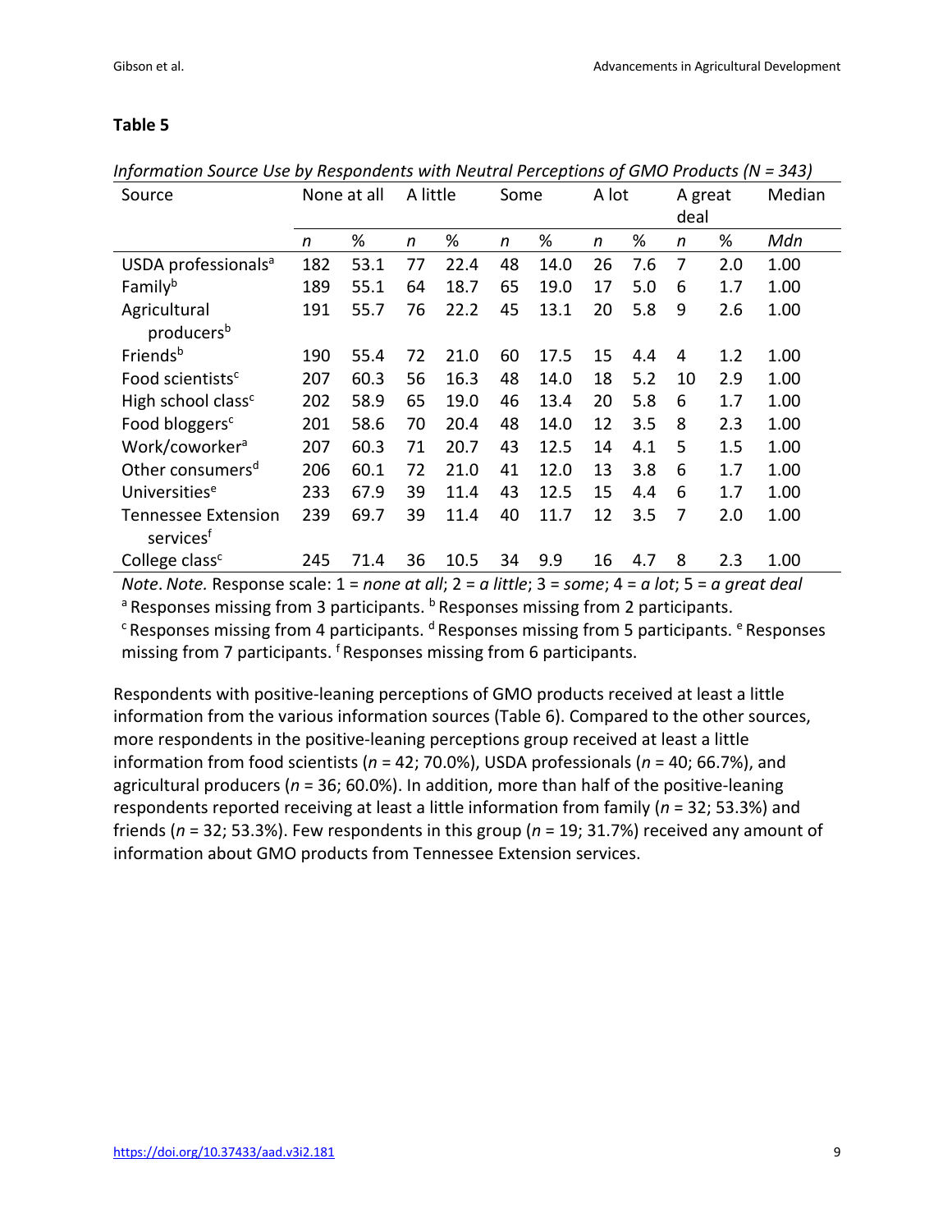## Table 5

*Information Source Use by Respondents with Neutral Perceptions of GMO Products (N = 343)*

| Source | None at all | | A little | | Some | | A lot | | A great deal | | Median |
|---|---|---|---|---|---|---|---|---|---|---|---|
| | *n* | % | *n* | % | *n* | % | *n* | % | *n* | % | *Mdn* |
| USDA professionals[a] | 182 | 53.1 | 77 | 22.4 | 48 | 14.0 | 26 | 7.6 | 7 | 2.0 | 1.00 |
| Family[b] | 189 | 55.1 | 64 | 18.7 | 65 | 19.0 | 17 | 5.0 | 6 | 1.7 | 1.00 |
| Agricultural producers[b] | 191 | 55.7 | 76 | 22.2 | 45 | 13.1 | 20 | 5.8 | 9 | 2.6 | 1.00 |
| Friends[b] | 190 | 55.4 | 72 | 21.0 | 60 | 17.5 | 15 | 4.4 | 4 | 1.2 | 1.00 |
| Food scientists[c] | 207 | 60.3 | 56 | 16.3 | 48 | 14.0 | 18 | 5.2 | 10 | 2.9 | 1.00 |
| High school class[c] | 202 | 58.9 | 65 | 19.0 | 46 | 13.4 | 20 | 5.8 | 6 | 1.7 | 1.00 |
| Food bloggers[c] | 201 | 58.6 | 70 | 20.4 | 48 | 14.0 | 12 | 3.5 | 8 | 2.3 | 1.00 |
| Work/coworker[a] | 207 | 60.3 | 71 | 20.7 | 43 | 12.5 | 14 | 4.1 | 5 | 1.5 | 1.00 |
| Other consumers[d] | 206 | 60.1 | 72 | 21.0 | 41 | 12.0 | 13 | 3.8 | 6 | 1.7 | 1.00 |
| Universities[e] | 233 | 67.9 | 39 | 11.4 | 43 | 12.5 | 15 | 4.4 | 6 | 1.7 | 1.00 |
| Tennessee Extension services[f] | 239 | 69.7 | 39 | 11.4 | 40 | 11.7 | 12 | 3.5 | 7 | 2.0 | 1.00 |
| College class[c] | 245 | 71.4 | 36 | 10.5 | 34 | 9.9 | 16 | 4.7 | 8 | 2.3 | 1.00 |

*Note. Note.* Response scale: 1 = *none at all*; 2 = *a little*; 3 = *some*; 4 = *a lot*; 5 = *a great deal*
[a] Responses missing from 3 participants. [b] Responses missing from 2 participants.
[c] Responses missing from 4 participants. [d] Responses missing from 5 participants. [e] Responses missing from 7 participants. [f] Responses missing from 6 participants.

Respondents with positive-leaning perceptions of GMO products received at least a little information from the various information sources (Table 6). Compared to the other sources, more respondents in the positive-leaning perceptions group received at least a little information from food scientists (*n* = 42; 70.0%), USDA professionals (*n* = 40; 66.7%), and agricultural producers (*n* = 36; 60.0%). In addition, more than half of the positive-leaning respondents reported receiving at least a little information from family (*n* = 32; 53.3%) and friends (*n* = 32; 53.3%). Few respondents in this group (*n* = 19; 31.7%) received any amount of information about GMO products from Tennessee Extension services.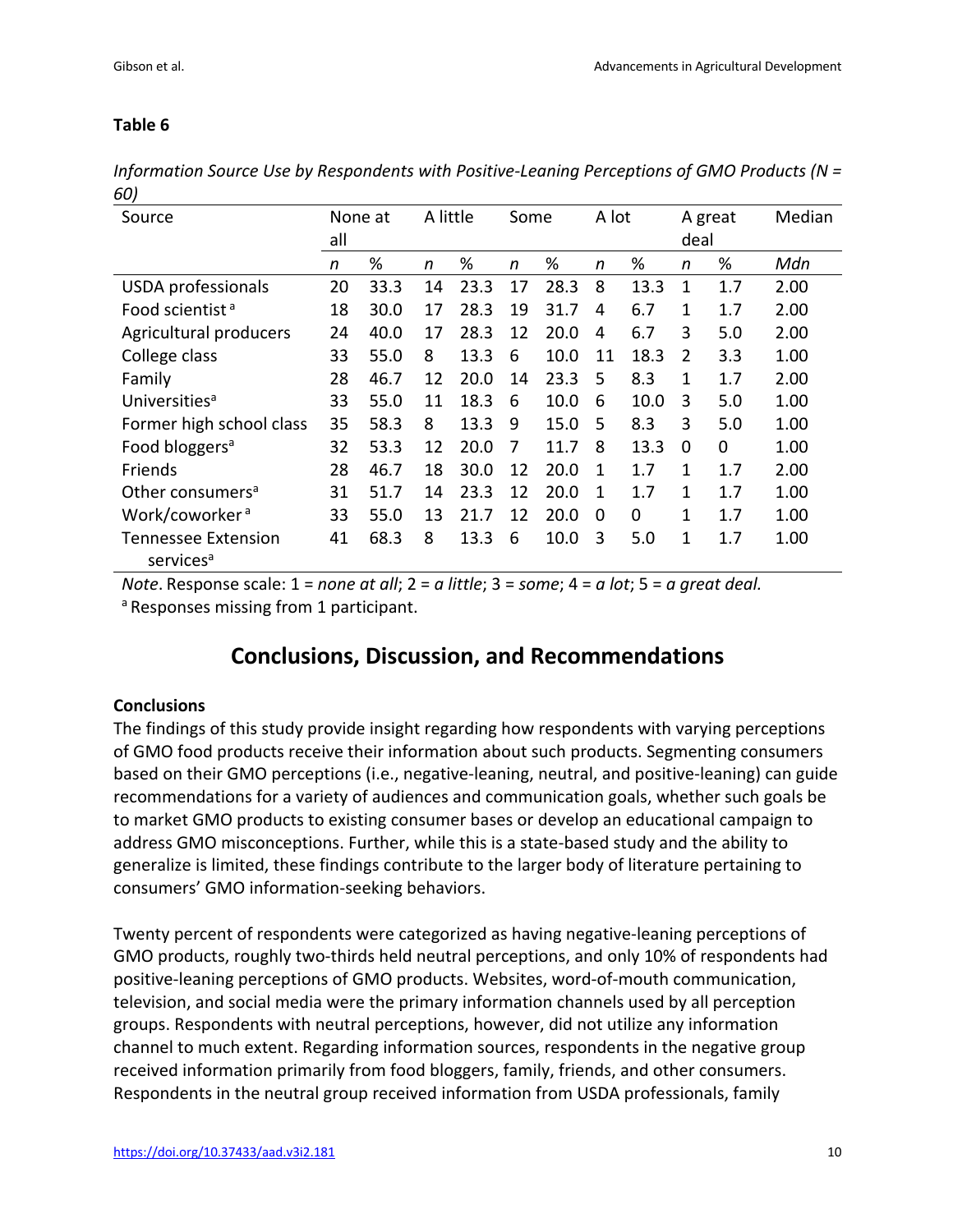**Table 6**

*Information Source Use by Respondents with Positive-Leaning Perceptions of GMO Products (N = 60)*

| Source | None at all | | A little | | Some | | A lot | | A great deal | | Median |
|---|---|---|---|---|---|---|---|---|---|---|---|
| | *n* | % | *n* | % | *n* | % | *n* | % | *n* | % | *Mdn* |
| USDA professionals | 20 | 33.3 | 14 | 23.3 | 17 | 28.3 | 8 | 13.3 | 1 | 1.7 | 2.00 |
| Food scientist [a] | 18 | 30.0 | 17 | 28.3 | 19 | 31.7 | 4 | 6.7 | 1 | 1.7 | 2.00 |
| Agricultural producers | 24 | 40.0 | 17 | 28.3 | 12 | 20.0 | 4 | 6.7 | 3 | 5.0 | 2.00 |
| College class | 33 | 55.0 | 8 | 13.3 | 6 | 10.0 | 11 | 18.3 | 2 | 3.3 | 1.00 |
| Family | 28 | 46.7 | 12 | 20.0 | 14 | 23.3 | 5 | 8.3 | 1 | 1.7 | 2.00 |
| Universities[a] | 33 | 55.0 | 11 | 18.3 | 6 | 10.0 | 6 | 10.0 | 3 | 5.0 | 1.00 |
| Former high school class | 35 | 58.3 | 8 | 13.3 | 9 | 15.0 | 5 | 8.3 | 3 | 5.0 | 1.00 |
| Food bloggers[a] | 32 | 53.3 | 12 | 20.0 | 7 | 11.7 | 8 | 13.3 | 0 | 0 | 1.00 |
| Friends | 28 | 46.7 | 18 | 30.0 | 12 | 20.0 | 1 | 1.7 | 1 | 1.7 | 2.00 |
| Other consumers[a] | 31 | 51.7 | 14 | 23.3 | 12 | 20.0 | 1 | 1.7 | 1 | 1.7 | 1.00 |
| Work/coworker [a] | 33 | 55.0 | 13 | 21.7 | 12 | 20.0 | 0 | 0 | 1 | 1.7 | 1.00 |
| Tennessee Extension services[a] | 41 | 68.3 | 8 | 13.3 | 6 | 10.0 | 3 | 5.0 | 1 | 1.7 | 1.00 |

*Note*. Response scale: 1 = *none at all*; 2 = *a little*; 3 = *some*; 4 = *a lot*; 5 = *a great deal.*
[a] Responses missing from 1 participant.

## Conclusions, Discussion, and Recommendations

### Conclusions

The findings of this study provide insight regarding how respondents with varying perceptions of GMO food products receive their information about such products. Segmenting consumers based on their GMO perceptions (i.e., negative-leaning, neutral, and positive-leaning) can guide recommendations for a variety of audiences and communication goals, whether such goals be to market GMO products to existing consumer bases or develop an educational campaign to address GMO misconceptions. Further, while this is a state-based study and the ability to generalize is limited, these findings contribute to the larger body of literature pertaining to consumers' GMO information-seeking behaviors.

Twenty percent of respondents were categorized as having negative-leaning perceptions of GMO products, roughly two-thirds held neutral perceptions, and only 10% of respondents had positive-leaning perceptions of GMO products. Websites, word-of-mouth communication, television, and social media were the primary information channels used by all perception groups. Respondents with neutral perceptions, however, did not utilize any information channel to much extent. Regarding information sources, respondents in the negative group received information primarily from food bloggers, family, friends, and other consumers. Respondents in the neutral group received information from USDA professionals, family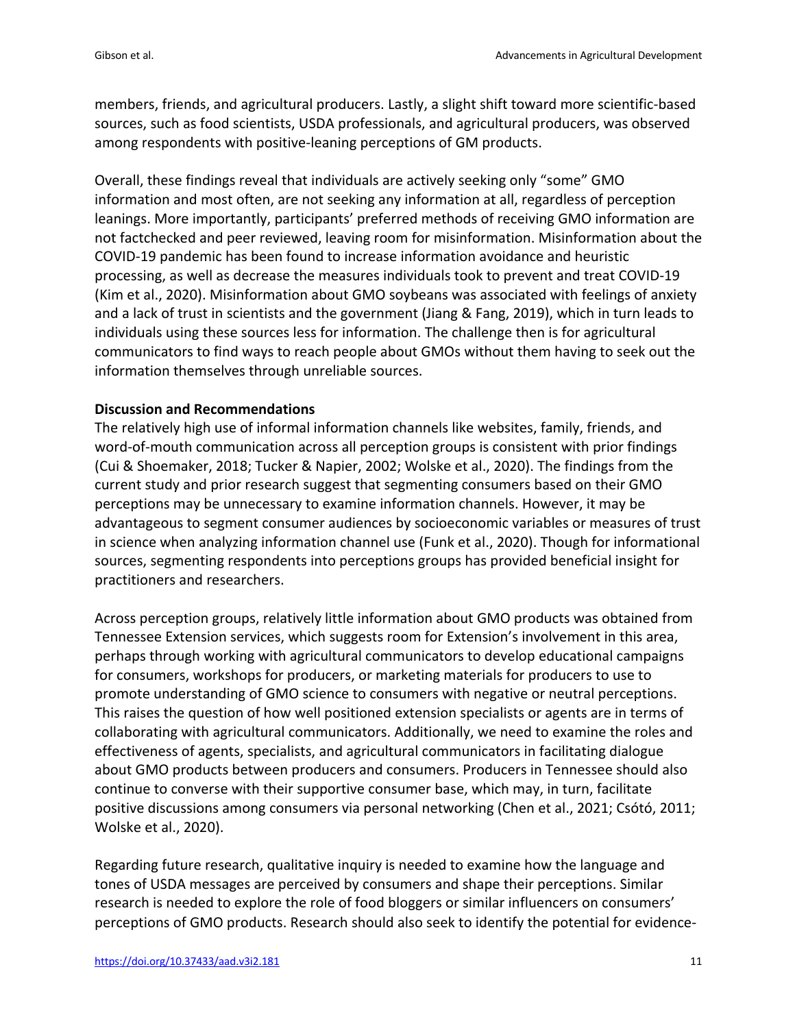members, friends, and agricultural producers. Lastly, a slight shift toward more scientific-based sources, such as food scientists, USDA professionals, and agricultural producers, was observed among respondents with positive-leaning perceptions of GM products.

Overall, these findings reveal that individuals are actively seeking only "some" GMO information and most often, are not seeking any information at all, regardless of perception leanings. More importantly, participants' preferred methods of receiving GMO information are not factchecked and peer reviewed, leaving room for misinformation. Misinformation about the COVID-19 pandemic has been found to increase information avoidance and heuristic processing, as well as decrease the measures individuals took to prevent and treat COVID-19 (Kim et al., 2020). Misinformation about GMO soybeans was associated with feelings of anxiety and a lack of trust in scientists and the government (Jiang & Fang, 2019), which in turn leads to individuals using these sources less for information. The challenge then is for agricultural communicators to find ways to reach people about GMOs without them having to seek out the information themselves through unreliable sources.

## Discussion and Recommendations

The relatively high use of informal information channels like websites, family, friends, and word-of-mouth communication across all perception groups is consistent with prior findings (Cui & Shoemaker, 2018; Tucker & Napier, 2002; Wolske et al., 2020). The findings from the current study and prior research suggest that segmenting consumers based on their GMO perceptions may be unnecessary to examine information channels. However, it may be advantageous to segment consumer audiences by socioeconomic variables or measures of trust in science when analyzing information channel use (Funk et al., 2020). Though for informational sources, segmenting respondents into perceptions groups has provided beneficial insight for practitioners and researchers.

Across perception groups, relatively little information about GMO products was obtained from Tennessee Extension services, which suggests room for Extension's involvement in this area, perhaps through working with agricultural communicators to develop educational campaigns for consumers, workshops for producers, or marketing materials for producers to use to promote understanding of GMO science to consumers with negative or neutral perceptions. This raises the question of how well positioned extension specialists or agents are in terms of collaborating with agricultural communicators. Additionally, we need to examine the roles and effectiveness of agents, specialists, and agricultural communicators in facilitating dialogue about GMO products between producers and consumers. Producers in Tennessee should also continue to converse with their supportive consumer base, which may, in turn, facilitate positive discussions among consumers via personal networking (Chen et al., 2021; Csótó, 2011; Wolske et al., 2020).

Regarding future research, qualitative inquiry is needed to examine how the language and tones of USDA messages are perceived by consumers and shape their perceptions. Similar research is needed to explore the role of food bloggers or similar influencers on consumers' perceptions of GMO products. Research should also seek to identify the potential for evidence-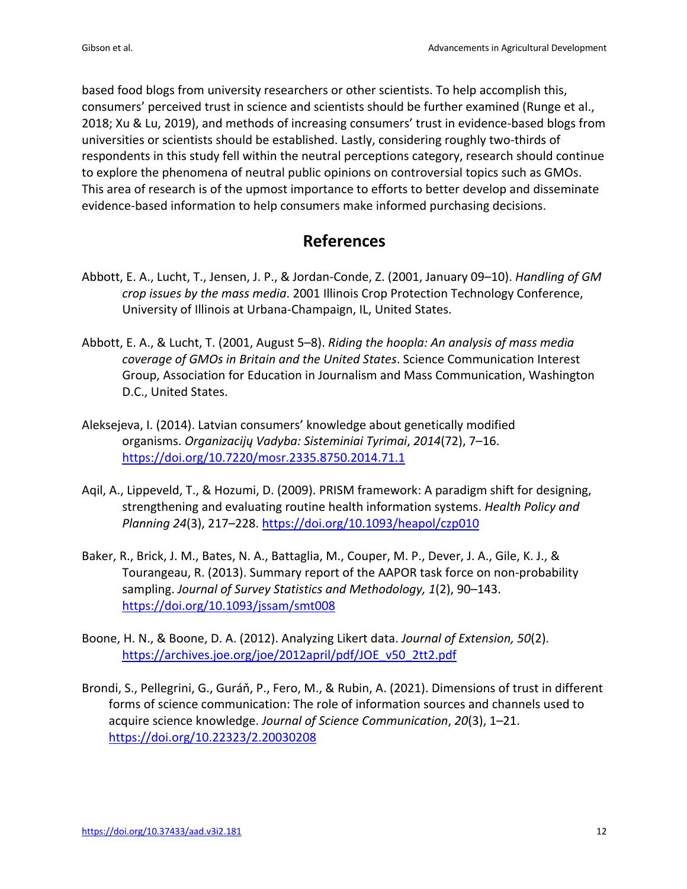based food blogs from university researchers or other scientists. To help accomplish this, consumers' perceived trust in science and scientists should be further examined (Runge et al., 2018; Xu & Lu, 2019), and methods of increasing consumers' trust in evidence-based blogs from universities or scientists should be established. Lastly, considering roughly two-thirds of respondents in this study fell within the neutral perceptions category, research should continue to explore the phenomena of neutral public opinions on controversial topics such as GMOs. This area of research is of the upmost importance to efforts to better develop and disseminate evidence-based information to help consumers make informed purchasing decisions.

## References

Abbott, E. A., Lucht, T., Jensen, J. P., & Jordan-Conde, Z. (2001, January 09–10). *Handling of GM crop issues by the mass media*. 2001 Illinois Crop Protection Technology Conference, University of Illinois at Urbana-Champaign, IL, United States.

Abbott, E. A., & Lucht, T. (2001, August 5–8). *Riding the hoopla: An analysis of mass media coverage of GMOs in Britain and the United States*. Science Communication Interest Group, Association for Education in Journalism and Mass Communication, Washington D.C., United States.

Aleksejeva, I. (2014). Latvian consumers' knowledge about genetically modified organisms. *Organizacijų Vadyba: Sisteminiai Tyrimai*, *2014*(72), 7–16. https://doi.org/10.7220/mosr.2335.8750.2014.71.1

Aqil, A., Lippeveld, T., & Hozumi, D. (2009). PRISM framework: A paradigm shift for designing, strengthening and evaluating routine health information systems. *Health Policy and Planning 24*(3), 217–228. https://doi.org/10.1093/heapol/czp010

Baker, R., Brick, J. M., Bates, N. A., Battaglia, M., Couper, M. P., Dever, J. A., Gile, K. J., & Tourangeau, R. (2013). Summary report of the AAPOR task force on non-probability sampling. *Journal of Survey Statistics and Methodology, 1*(2), 90–143. https://doi.org/10.1093/jssam/smt008

Boone, H. N., & Boone, D. A. (2012). Analyzing Likert data. *Journal of Extension, 50*(2). https://archives.joe.org/joe/2012april/pdf/JOE_v50_2tt2.pdf

Brondi, S., Pellegrini, G., Guráň, P., Fero, M., & Rubin, A. (2021). Dimensions of trust in different forms of science communication: The role of information sources and channels used to acquire science knowledge. *Journal of Science Communication*, *20*(3), 1–21. https://doi.org/10.22323/2.20030208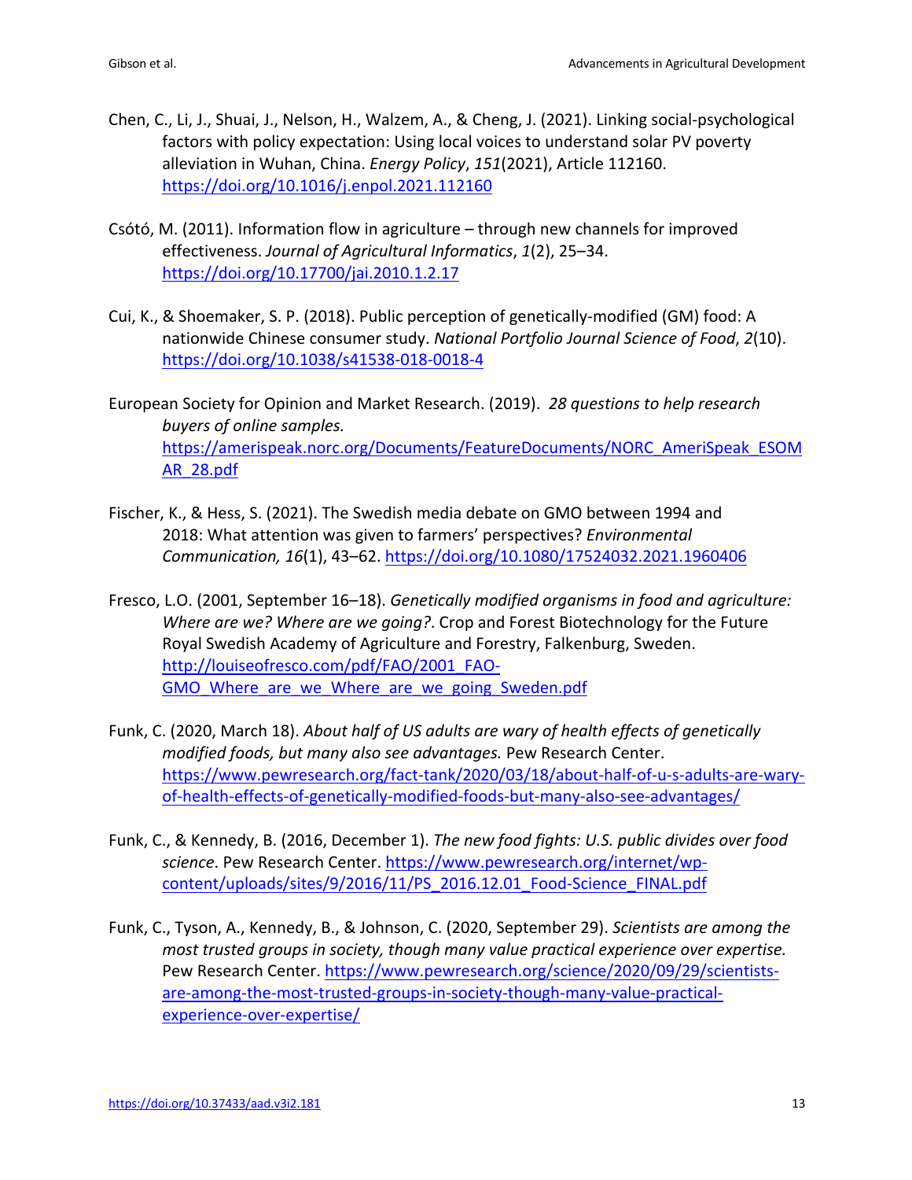Chen, C., Li, J., Shuai, J., Nelson, H., Walzem, A., & Cheng, J. (2021). Linking social-psychological factors with policy expectation: Using local voices to understand solar PV poverty alleviation in Wuhan, China. *Energy Policy*, *151*(2021), Article 112160. https://doi.org/10.1016/j.enpol.2021.112160

Csótó, M. (2011). Information flow in agriculture – through new channels for improved effectiveness. *Journal of Agricultural Informatics*, *1*(2), 25–34. https://doi.org/10.17700/jai.2010.1.2.17

Cui, K., & Shoemaker, S. P. (2018). Public perception of genetically-modified (GM) food: A nationwide Chinese consumer study. *National Portfolio Journal Science of Food*, *2*(10). https://doi.org/10.1038/s41538-018-0018-4

European Society for Opinion and Market Research. (2019). *28 questions to help research buyers of online samples.* https://amerispeak.norc.org/Documents/FeatureDocuments/NORC_AmeriSpeak_ESOMAR_28.pdf

Fischer, K., & Hess, S. (2021). The Swedish media debate on GMO between 1994 and 2018: What attention was given to farmers' perspectives? *Environmental Communication, 16*(1), 43–62. https://doi.org/10.1080/17524032.2021.1960406

Fresco, L.O. (2001, September 16–18). *Genetically modified organisms in food and agriculture: Where are we? Where are we going?*. Crop and Forest Biotechnology for the Future Royal Swedish Academy of Agriculture and Forestry, Falkenburg, Sweden. http://louiseofresco.com/pdf/FAO/2001_FAO-GMO_Where_are_we_Where_are_we_going_Sweden.pdf

Funk, C. (2020, March 18). *About half of US adults are wary of health effects of genetically modified foods, but many also see advantages.* Pew Research Center. https://www.pewresearch.org/fact-tank/2020/03/18/about-half-of-u-s-adults-are-wary-of-health-effects-of-genetically-modified-foods-but-many-also-see-advantages/

Funk, C., & Kennedy, B. (2016, December 1). *The new food fights: U.S. public divides over food science*. Pew Research Center. https://www.pewresearch.org/internet/wp-content/uploads/sites/9/2016/11/PS_2016.12.01_Food-Science_FINAL.pdf

Funk, C., Tyson, A., Kennedy, B., & Johnson, C. (2020, September 29). *Scientists are among the most trusted groups in society, though many value practical experience over expertise.* Pew Research Center. https://www.pewresearch.org/science/2020/09/29/scientists-are-among-the-most-trusted-groups-in-society-though-many-value-practical-experience-over-expertise/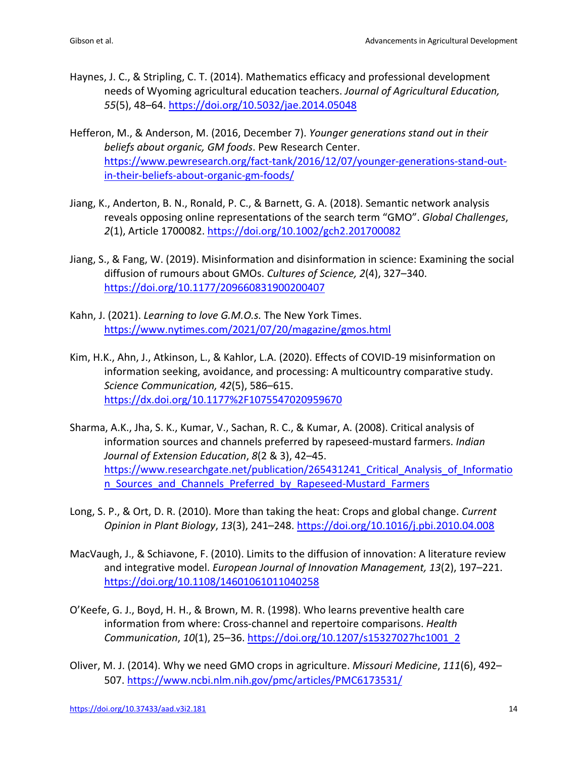Haynes, J. C., & Stripling, C. T. (2014). Mathematics efficacy and professional development needs of Wyoming agricultural education teachers. *Journal of Agricultural Education, 55*(5), 48–64. https://doi.org/10.5032/jae.2014.05048

Hefferon, M., & Anderson, M. (2016, December 7). *Younger generations stand out in their beliefs about organic, GM foods*. Pew Research Center. https://www.pewresearch.org/fact-tank/2016/12/07/younger-generations-stand-out-in-their-beliefs-about-organic-gm-foods/

Jiang, K., Anderton, B. N., Ronald, P. C., & Barnett, G. A. (2018). Semantic network analysis reveals opposing online representations of the search term "GMO". *Global Challenges*, *2*(1), Article 1700082. https://doi.org/10.1002/gch2.201700082

Jiang, S., & Fang, W. (2019). Misinformation and disinformation in science: Examining the social diffusion of rumours about GMOs. *Cultures of Science, 2*(4), 327–340. https://doi.org/10.1177/209660831900200407

Kahn, J. (2021). *Learning to love G.M.O.s.* The New York Times. https://www.nytimes.com/2021/07/20/magazine/gmos.html

Kim, H.K., Ahn, J., Atkinson, L., & Kahlor, L.A. (2020). Effects of COVID-19 misinformation on information seeking, avoidance, and processing: A multicountry comparative study. *Science Communication, 42*(5), 586–615. https://dx.doi.org/10.1177%2F1075547020959670

Sharma, A.K., Jha, S. K., Kumar, V., Sachan, R. C., & Kumar, A. (2008). Critical analysis of information sources and channels preferred by rapeseed-mustard farmers. *Indian Journal of Extension Education*, *8*(2 & 3), 42–45. https://www.researchgate.net/publication/265431241_Critical_Analysis_of_Information_Sources_and_Channels_Preferred_by_Rapeseed-Mustard_Farmers

Long, S. P., & Ort, D. R. (2010). More than taking the heat: Crops and global change. *Current Opinion in Plant Biology*, *13*(3), 241–248. https://doi.org/10.1016/j.pbi.2010.04.008

MacVaugh, J., & Schiavone, F. (2010). Limits to the diffusion of innovation: A literature review and integrative model. *European Journal of Innovation Management, 13*(2), 197–221. https://doi.org/10.1108/14601061011040258

O'Keefe, G. J., Boyd, H. H., & Brown, M. R. (1998). Who learns preventive health care information from where: Cross-channel and repertoire comparisons. *Health Communication*, *10*(1), 25–36. https://doi.org/10.1207/s15327027hc1001_2

Oliver, M. J. (2014). Why we need GMO crops in agriculture. *Missouri Medicine*, *111*(6), 492–507. https://www.ncbi.nlm.nih.gov/pmc/articles/PMC6173531/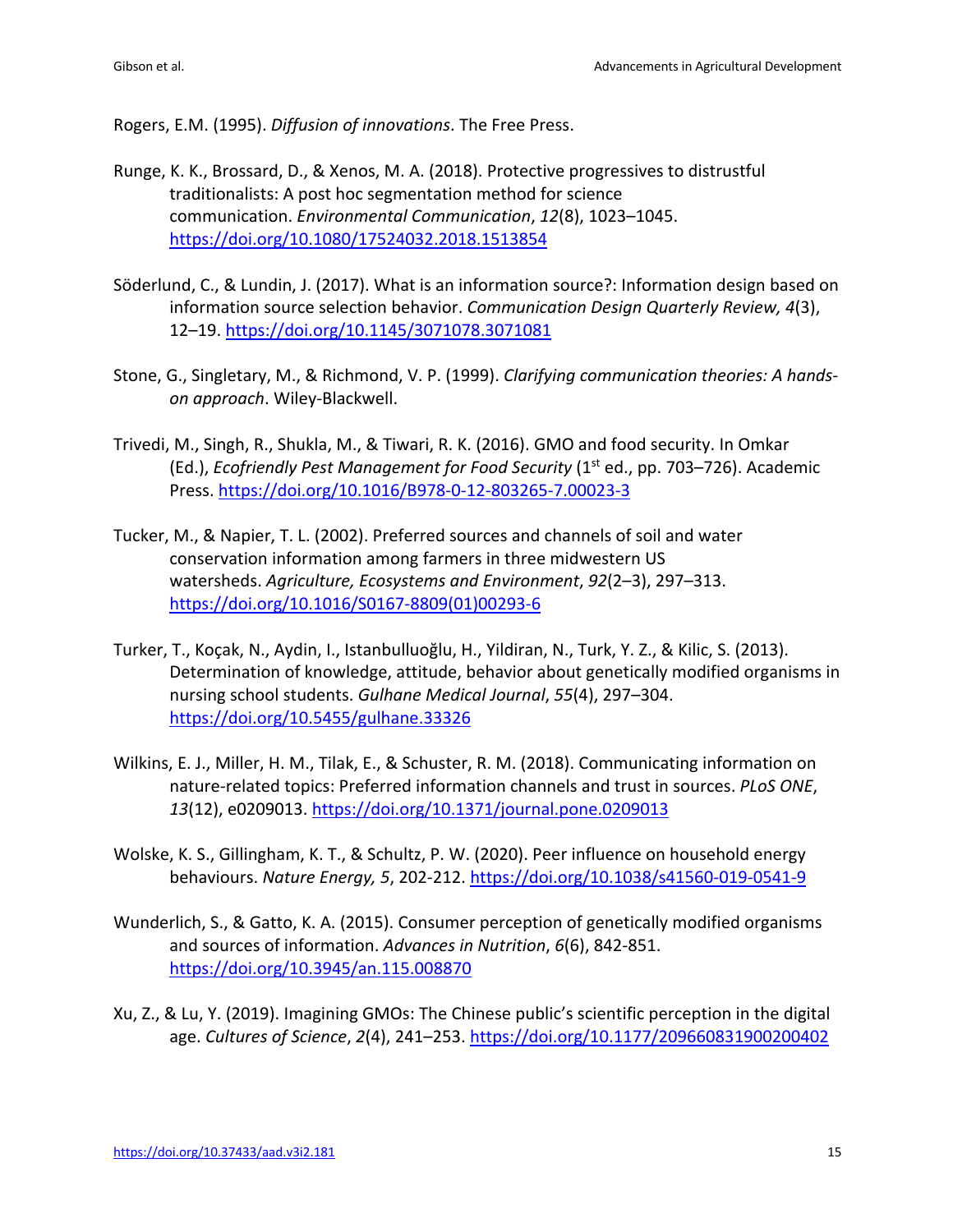Rogers, E.M. (1995). *Diffusion of innovations*. The Free Press.

Runge, K. K., Brossard, D., & Xenos, M. A. (2018). Protective progressives to distrustful traditionalists: A post hoc segmentation method for science communication. *Environmental Communication*, *12*(8), 1023–1045. https://doi.org/10.1080/17524032.2018.1513854

Söderlund, C., & Lundin, J. (2017). What is an information source?: Information design based on information source selection behavior. *Communication Design Quarterly Review, 4*(3), 12–19. https://doi.org/10.1145/3071078.3071081

Stone, G., Singletary, M., & Richmond, V. P. (1999). *Clarifying communication theories: A hands-on approach*. Wiley-Blackwell.

Trivedi, M., Singh, R., Shukla, M., & Tiwari, R. K. (2016). GMO and food security. In Omkar (Ed.), *Ecofriendly Pest Management for Food Security* (1st ed., pp. 703–726). Academic Press. https://doi.org/10.1016/B978-0-12-803265-7.00023-3

Tucker, M., & Napier, T. L. (2002). Preferred sources and channels of soil and water conservation information among farmers in three midwestern US watersheds. *Agriculture, Ecosystems and Environment*, *92*(2–3), 297–313. https://doi.org/10.1016/S0167-8809(01)00293-6

Turker, T., Koçak, N., Aydin, I., Istanbulluoğlu, H., Yildiran, N., Turk, Y. Z., & Kilic, S. (2013). Determination of knowledge, attitude, behavior about genetically modified organisms in nursing school students. *Gulhane Medical Journal*, *55*(4), 297–304. https://doi.org/10.5455/gulhane.33326

Wilkins, E. J., Miller, H. M., Tilak, E., & Schuster, R. M. (2018). Communicating information on nature-related topics: Preferred information channels and trust in sources. *PLoS ONE*, *13*(12), e0209013. https://doi.org/10.1371/journal.pone.0209013

Wolske, K. S., Gillingham, K. T., & Schultz, P. W. (2020). Peer influence on household energy behaviours. *Nature Energy, 5*, 202-212. https://doi.org/10.1038/s41560-019-0541-9

Wunderlich, S., & Gatto, K. A. (2015). Consumer perception of genetically modified organisms and sources of information. *Advances in Nutrition*, *6*(6), 842-851. https://doi.org/10.3945/an.115.008870

Xu, Z., & Lu, Y. (2019). Imagining GMOs: The Chinese public's scientific perception in the digital age. *Cultures of Science*, *2*(4), 241–253. https://doi.org/10.1177/209660831900200402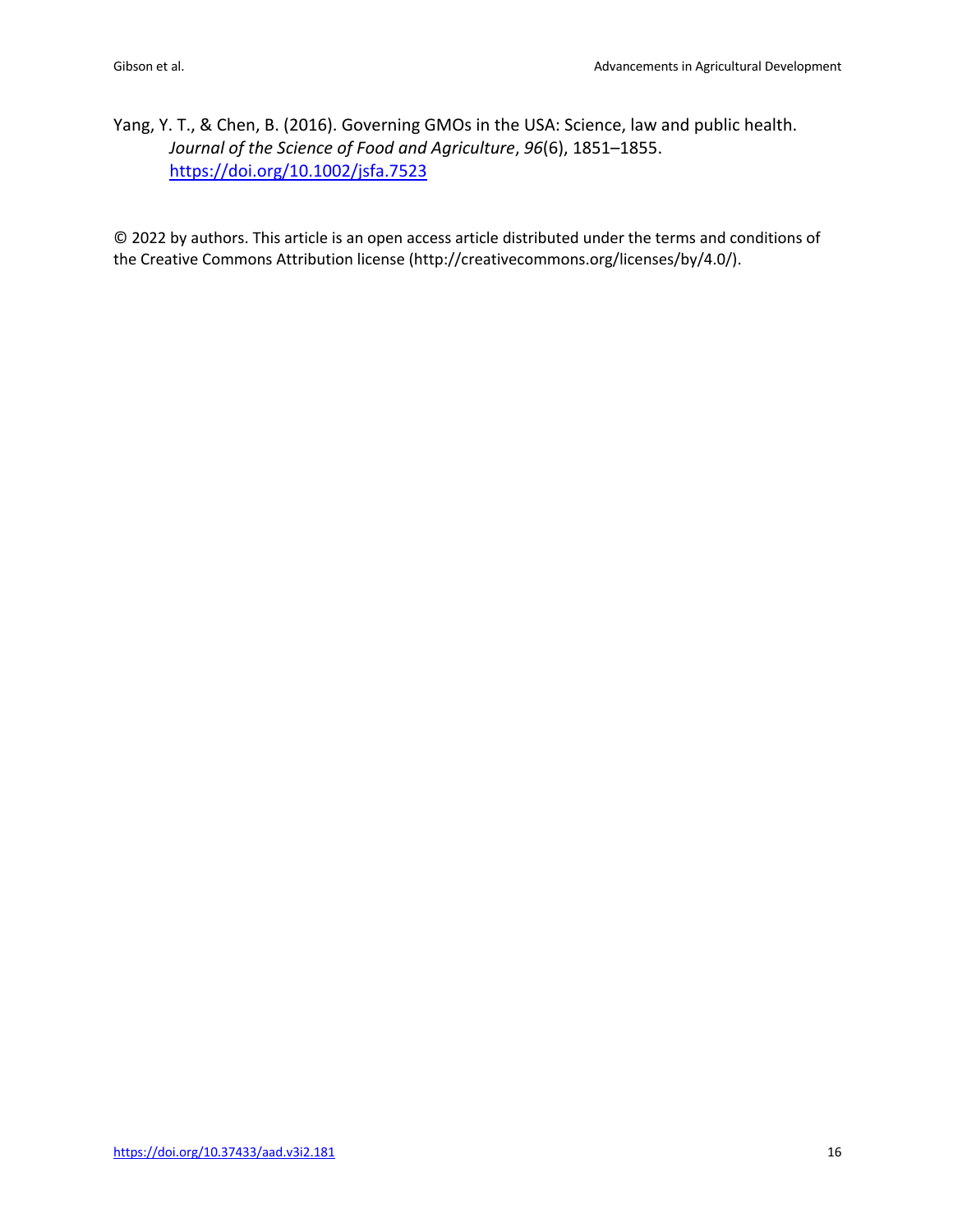Yang, Y. T., & Chen, B. (2016). Governing GMOs in the USA: Science, law and public health. *Journal of the Science of Food and Agriculture*, *96*(6), 1851–1855. https://doi.org/10.1002/jsfa.7523

© 2022 by authors. This article is an open access article distributed under the terms and conditions of the Creative Commons Attribution license (http://creativecommons.org/licenses/by/4.0/).